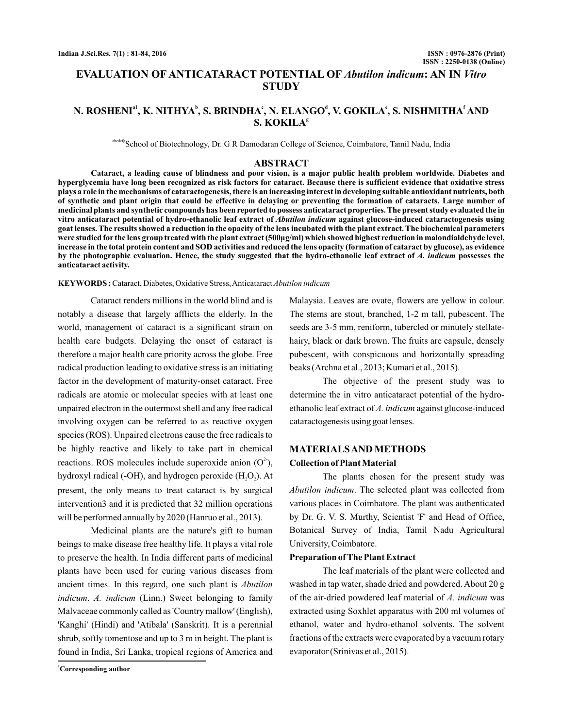# EVALUATION OF ANTICATARACT POTENTIAL OF *Abutilon indicum*: AN IN *Vitro* STUDY

**N. ROSHENI[a1], K. NITHYA[b], S. BRINDHA[c], N. ELANGO[d], V. GOKILA[e], S. NISHMITHA[f] AND S. KOKILA[g]**

[abcdefg]School of Biotechnology, Dr. G R Damodaran College of Science, Coimbatore, Tamil Nadu, India

## ABSTRACT

**Cataract, a leading cause of blindness and poor vision, is a major public health problem worldwide. Diabetes and hyperglycemia have long been recognized as risk factors for cataract. Because there is sufficient evidence that oxidative stress plays a role in the mechanisms of cataractogenesis, there is an increasing interest in developing suitable antioxidant nutrients, both of synthetic and plant origin that could be effective in delaying or preventing the formation of cataracts. Large number of medicinal plants and synthetic compounds has been reported to possess anticataract properties. The present study evaluated the in vitro anticataract potential of hydro-ethanolic leaf extract of *Abutilon indicum* against glucose-induced cataractogenesis using goat lenses. The results showed a reduction in the opacity of the lens incubated with the plant extract. The biochemical parameters were studied for the lens group treated with the plant extract (500µg/ml) which showed highest reduction in malondialdehyde level, increase in the total protein content and SOD activities and reduced the lens opacity (formation of cataract by glucose), as evidence by the photographic evaluation. Hence, the study suggested that the hydro-ethanolic leaf extract of *A. indicum* possesses the anticataract activity.**

**KEYWORDS :** Cataract, Diabetes, Oxidative Stress, Anticataract *Abutilon indicum*

Cataract renders millions in the world blind and is notably a disease that largely afflicts the elderly. In the world, management of cataract is a significant strain on health care budgets. Delaying the onset of cataract is therefore a major health care priority across the globe. Free radical production leading to oxidative stress is an initiating factor in the development of maturity-onset cataract. Free radicals are atomic or molecular species with at least one unpaired electron in the outermost shell and any free radical involving oxygen can be referred to as reactive oxygen species (ROS). Unpaired electrons cause the free radicals to be highly reactive and likely to take part in chemical reactions. ROS molecules include superoxide anion ($O^{2-}$), hydroxyl radical (-OH), and hydrogen peroxide ($H_2O_2$). At present, the only means to treat cataract is by surgical intervention3 and it is predicted that 32 million operations will be performed annually by 2020 (Hanruo et al., 2013).

Medicinal plants are the nature's gift to human beings to make disease free healthy life. It plays a vital role to preserve the health. In India different parts of medicinal plants have been used for curing various diseases from ancient times. In this regard, one such plant is *Abutilon indicum*. *A. indicum* (Linn.) Sweet belonging to family Malvaceae commonly called as 'Country mallow' (English), 'Kanghi' (Hindi) and 'Atibala' (Sanskrit). It is a perennial shrub, softly tomentose and up to 3 m in height. The plant is found in India, Sri Lanka, tropical regions of America and Malaysia. Leaves are ovate, flowers are yellow in colour. The stems are stout, branched, 1-2 m tall, pubescent. The seeds are 3-5 mm, reniform, tubercled or minutely stellate-hairy, black or dark brown. The fruits are capsule, densely pubescent, with conspicuous and horizontally spreading beaks (Archna et al., 2013; Kumari et al., 2015).

The objective of the present study was to determine the in vitro anticataract potential of the hydro-ethanolic leaf extract of *A. indicum* against glucose-induced cataractogenesis using goat lenses.

## MATERIALS AND METHODS

### Collection of Plant Material

The plants chosen for the present study was *Abutilon indicum*. The selected plant was collected from various places in Coimbatore. The plant was authenticated by Dr. G. V. S. Murthy, Scientist 'F' and Head of Office, Botanical Survey of India, Tamil Nadu Agricultural University, Coimbatore.

### Preparation of The Plant Extract

The leaf materials of the plant were collected and washed in tap water, shade dried and powdered. About 20 g of the air-dried powdered leaf material of *A. indicum* was extracted using Soxhlet apparatus with 200 ml volumes of ethanol, water and hydro-ethanol solvents. The solvent fractions of the extracts were evaporated by a vacuum rotary evaporator (Srinivas et al., 2015).

[1]Corresponding author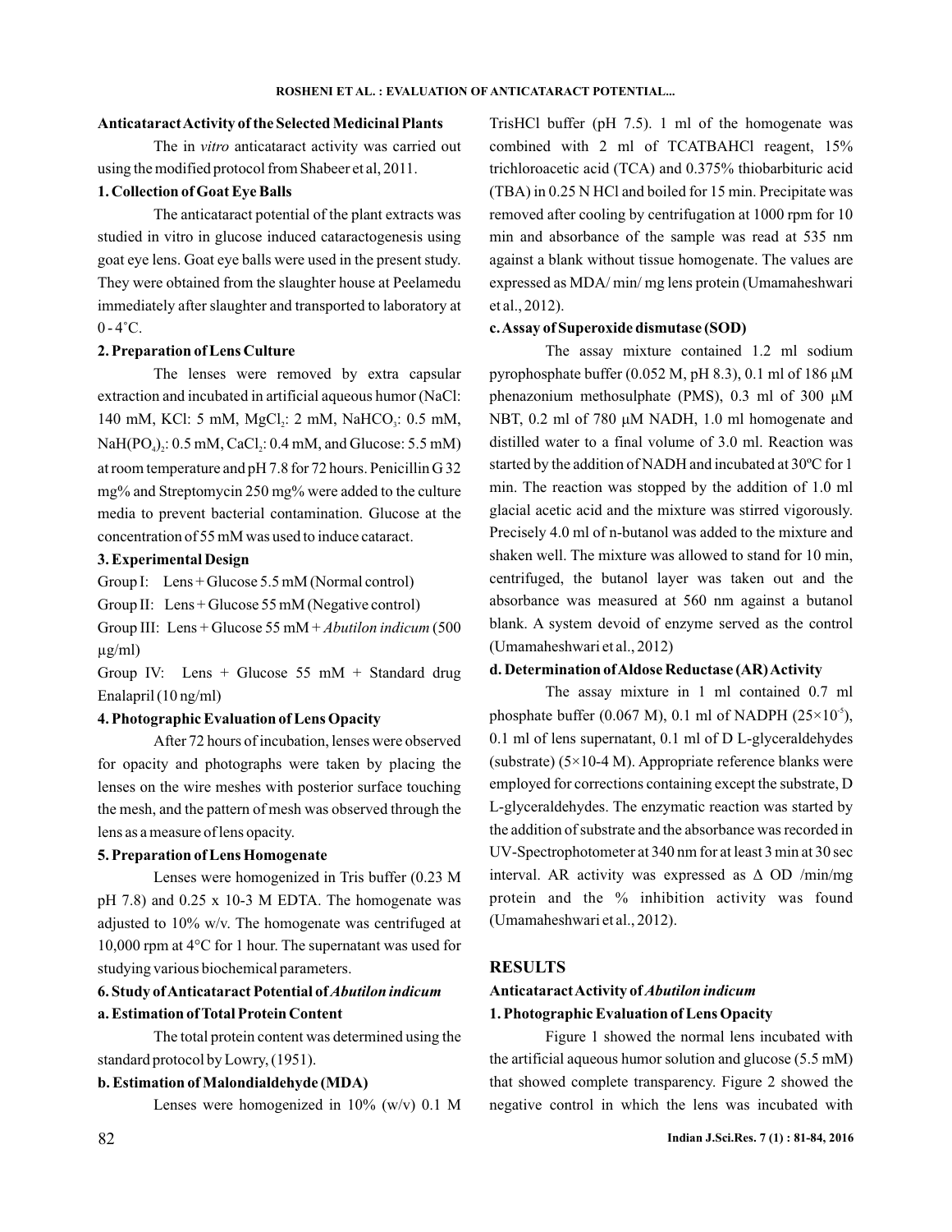### Anticataract Activity of the Selected Medicinal Plants

The in *vitro* anticataract activity was carried out using the modified protocol from Shabeer et al, 2011.

#### 1. Collection of Goat Eye Balls

The anticataract potential of the plant extracts was studied in vitro in glucose induced cataractogenesis using goat eye lens. Goat eye balls were used in the present study. They were obtained from the slaughter house at Peelamedu immediately after slaughter and transported to laboratory at 0 - 4˚C.

#### 2. Preparation of Lens Culture

The lenses were removed by extra capsular extraction and incubated in artificial aqueous humor (NaCl: 140 mM, KCl: 5 mM, $MgCl_2$: 2 mM, $NaHCO_3$: 0.5 mM, $NaH(PO_4)_2$: 0.5 mM, $CaCl_2$: 0.4 mM, and Glucose: 5.5 mM) at room temperature and pH 7.8 for 72 hours. Penicillin G 32 mg% and Streptomycin 250 mg% were added to the culture media to prevent bacterial contamination. Glucose at the concentration of 55 mM was used to induce cataract.

#### 3. Experimental Design

Group I: Lens + Glucose 5.5 mM (Normal control)

Group II: Lens + Glucose 55 mM (Negative control)

Group III: Lens + Glucose 55 mM + *Abutilon indicum* (500 µg/ml)

Group IV: Lens + Glucose 55 mM + Standard drug Enalapril (10 ng/ml)

#### 4. Photographic Evaluation of Lens Opacity

After 72 hours of incubation, lenses were observed for opacity and photographs were taken by placing the lenses on the wire meshes with posterior surface touching the mesh, and the pattern of mesh was observed through the lens as a measure of lens opacity.

#### 5. Preparation of Lens Homogenate

Lenses were homogenized in Tris buffer (0.23 M pH 7.8) and 0.25 x 10-3 M EDTA. The homogenate was adjusted to 10% w/v. The homogenate was centrifuged at 10,000 rpm at 4°C for 1 hour. The supernatant was used for studying various biochemical parameters.

#### 6. Study of Anticataract Potential of *Abutilon indicum*

##### a. Estimation of Total Protein Content

The total protein content was determined using the standard protocol by Lowry, (1951).

##### b. Estimation of Malondialdehyde (MDA)

Lenses were homogenized in 10% (w/v) 0.1 M TrisHCl buffer (pH 7.5). 1 ml of the homogenate was combined with 2 ml of TCATBAHCl reagent, 15% trichloroacetic acid (TCA) and 0.375% thiobarbituric acid (TBA) in 0.25 N HCl and boiled for 15 min. Precipitate was removed after cooling by centrifugation at 1000 rpm for 10 min and absorbance of the sample was read at 535 nm against a blank without tissue homogenate. The values are expressed as MDA/ min/ mg lens protein (Umamaheshwari et al., 2012).

##### c. Assay of Superoxide dismutase (SOD)

The assay mixture contained 1.2 ml sodium pyrophosphate buffer (0.052 M, pH 8.3), 0.1 ml of 186 µM phenazonium methosulphate (PMS), 0.3 ml of 300 µM NBT, 0.2 ml of 780 µM NADH, 1.0 ml homogenate and distilled water to a final volume of 3.0 ml. Reaction was started by the addition of NADH and incubated at 30ºC for 1 min. The reaction was stopped by the addition of 1.0 ml glacial acetic acid and the mixture was stirred vigorously. Precisely 4.0 ml of n-butanol was added to the mixture and shaken well. The mixture was allowed to stand for 10 min, centrifuged, the butanol layer was taken out and the absorbance was measured at 560 nm against a butanol blank. A system devoid of enzyme served as the control (Umamaheshwari et al., 2012)

##### d. Determination of Aldose Reductase (AR) Activity

The assay mixture in 1 ml contained 0.7 ml phosphate buffer (0.067 M), 0.1 ml of NADPH ($25\times10^{-5}$), 0.1 ml of lens supernatant, 0.1 ml of D L-glyceraldehydes (substrate) (5×10-4 M). Appropriate reference blanks were employed for corrections containing except the substrate, D L-glyceraldehydes. The enzymatic reaction was started by the addition of substrate and the absorbance was recorded in UV-Spectrophotometer at 340 nm for at least 3 min at 30 sec interval. AR activity was expressed as $\Delta$ OD /min/mg protein and the % inhibition activity was found (Umamaheshwari et al., 2012).

## RESULTS

### Anticataract Activity of *Abutilon indicum*

#### 1. Photographic Evaluation of Lens Opacity

Figure 1 showed the normal lens incubated with the artificial aqueous humor solution and glucose (5.5 mM) that showed complete transparency. Figure 2 showed the negative control in which the lens was incubated with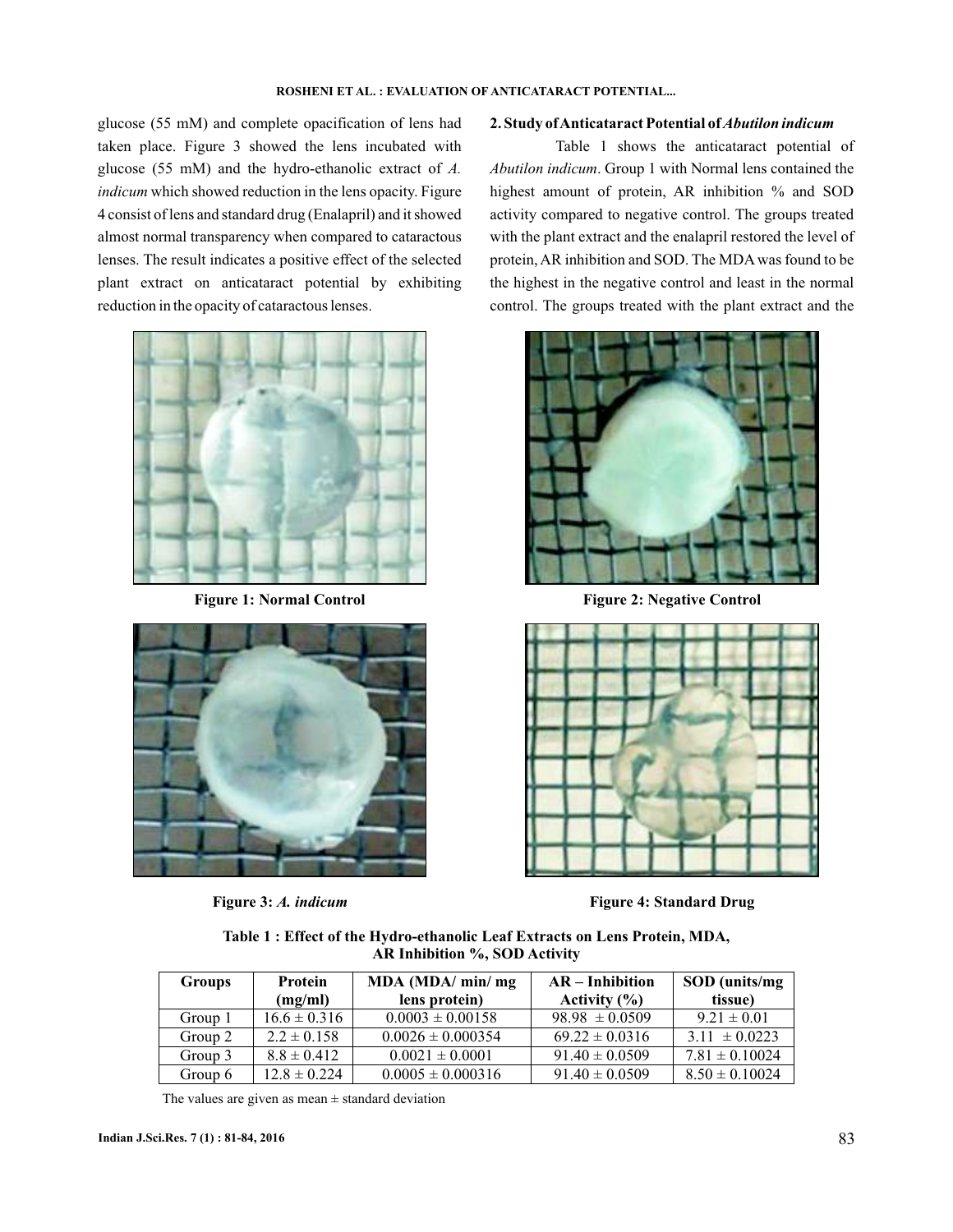glucose (55 mM) and complete opacification of lens had taken place. Figure 3 showed the lens incubated with glucose (55 mM) and the hydro-ethanolic extract of *A. indicum* which showed reduction in the lens opacity. Figure 4 consist of lens and standard drug (Enalapril) and it showed almost normal transparency when compared to cataractous lenses. The result indicates a positive effect of the selected plant extract on anticataract potential by exhibiting reduction in the opacity of cataractous lenses.

**Figure 1: Normal Control**

**Figure 2: Negative Control**

**Figure 3:** ***A. indicum***

**Figure 4: Standard Drug**

### 2. Study of Anticataract Potential of *Abutilon indicum*

Table 1 shows the anticataract potential of *Abutilon indicum*. Group 1 with Normal lens contained the highest amount of protein, AR inhibition % and SOD activity compared to negative control. The groups treated with the plant extract and the enalapril restored the level of protein, AR inhibition and SOD. The MDA was found to be the highest in the negative control and least in the normal control. The groups treated with the plant extract and the

**Table 1 : Effect of the Hydro-ethanolic Leaf Extracts on Lens Protein, MDA, AR Inhibition %, SOD Activity**

| Groups | Protein (mg/ml) | MDA (MDA/ min/ mg lens protein) | AR – Inhibition Activity (%) | SOD (units/mg tissue) |
|---|---|---|---|---|
| Group 1 | 16.6 ± 0.316 | 0.0003 ± 0.00158 | 98.98 ± 0.0509 | 9.21 ± 0.01 |
| Group 2 | 2.2 ± 0.158 | 0.0026 ± 0.000354 | 69.22 ± 0.0316 | 3.11 ± 0.0223 |
| Group 3 | 8.8 ± 0.412 | 0.0021 ± 0.0001 | 91.40 ± 0.0509 | 7.81 ± 0.10024 |
| Group 6 | 12.8 ± 0.224 | 0.0005 ± 0.000316 | 91.40 ± 0.0509 | 8.50 ± 0.10024 |

The values are given as mean ± standard deviation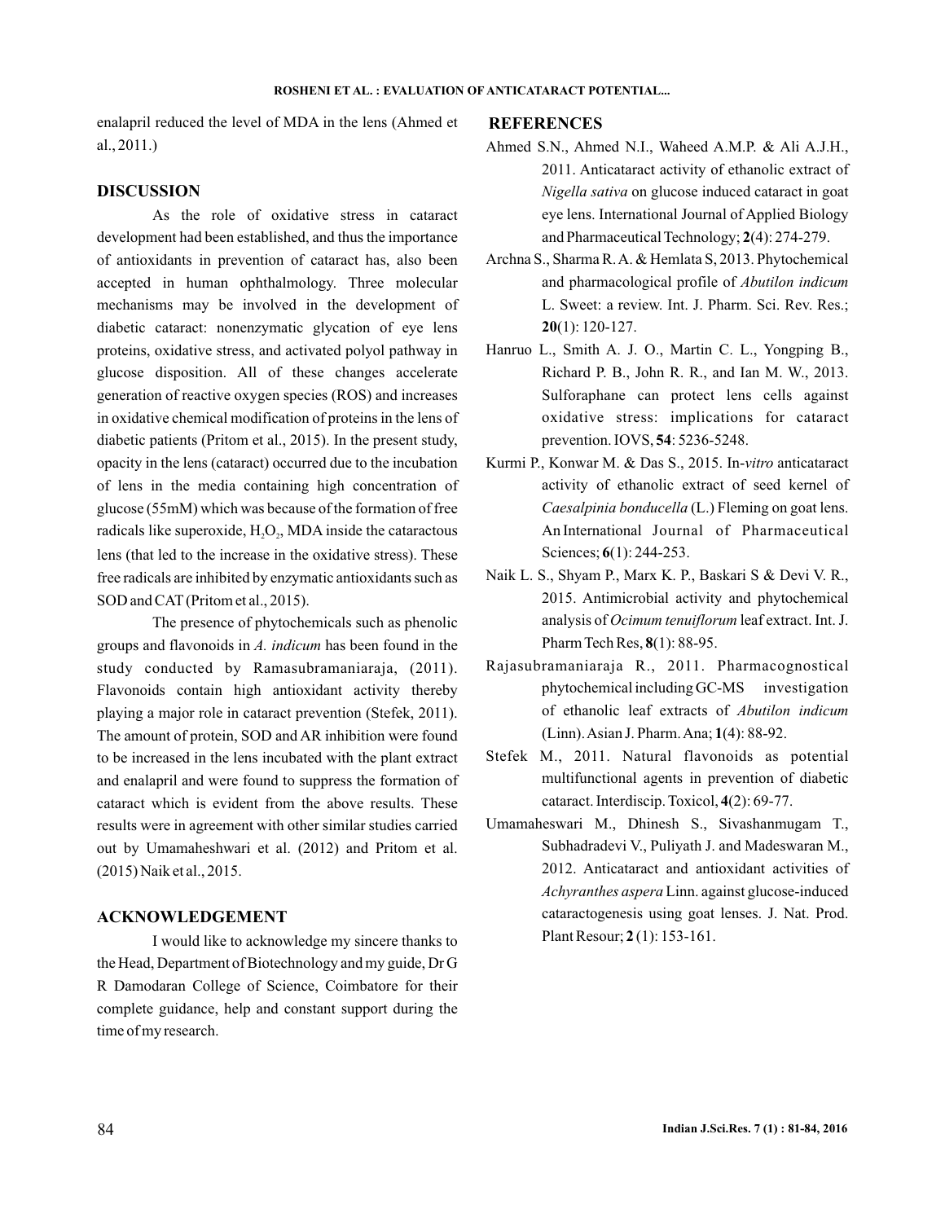enalapril reduced the level of MDA in the lens (Ahmed et al., 2011.)

## DISCUSSION

As the role of oxidative stress in cataract development had been established, and thus the importance of antioxidants in prevention of cataract has, also been accepted in human ophthalmology. Three molecular mechanisms may be involved in the development of diabetic cataract: nonenzymatic glycation of eye lens proteins, oxidative stress, and activated polyol pathway in glucose disposition. All of these changes accelerate generation of reactive oxygen species (ROS) and increases in oxidative chemical modification of proteins in the lens of diabetic patients (Pritom et al., 2015). In the present study, opacity in the lens (cataract) occurred due to the incubation of lens in the media containing high concentration of glucose (55mM) which was because of the formation of free radicals like superoxide, $H_2O_2$, MDA inside the cataractous lens (that led to the increase in the oxidative stress). These free radicals are inhibited by enzymatic antioxidants such as SOD and CAT (Pritom et al., 2015).

The presence of phytochemicals such as phenolic groups and flavonoids in *A. indicum* has been found in the study conducted by Ramasubramaniaraja, (2011). Flavonoids contain high antioxidant activity thereby playing a major role in cataract prevention (Stefek, 2011). The amount of protein, SOD and AR inhibition were found to be increased in the lens incubated with the plant extract and enalapril and were found to suppress the formation of cataract which is evident from the above results. These results were in agreement with other similar studies carried out by Umamaheshwari et al. (2012) and Pritom et al. (2015) Naik et al., 2015.

## ACKNOWLEDGEMENT

I would like to acknowledge my sincere thanks to the Head, Department of Biotechnology and my guide, Dr G R Damodaran College of Science, Coimbatore for their complete guidance, help and constant support during the time of my research.

## REFERENCES

Ahmed S.N., Ahmed N.I., Waheed A.M.P. & Ali A.J.H., 2011. Anticataract activity of ethanolic extract of *Nigella sativa* on glucose induced cataract in goat eye lens. International Journal of Applied Biology and Pharmaceutical Technology; **2**(4): 274-279.

Archna S., Sharma R. A. & Hemlata S, 2013. Phytochemical and pharmacological profile of *Abutilon indicum* L. Sweet: a review. Int. J. Pharm. Sci. Rev. Res.; **20**(1): 120-127.

Hanruo L., Smith A. J. O., Martin C. L., Yongping B., Richard P. B., John R. R., and Ian M. W., 2013. Sulforaphane can protect lens cells against oxidative stress: implications for cataract prevention. IOVS, **54**: 5236-5248.

Kurmi P., Konwar M. & Das S., 2015. In-*vitro* anticataract activity of ethanolic extract of seed kernel of *Caesalpinia bonducella* (L.) Fleming on goat lens. An International Journal of Pharmaceutical Sciences; **6**(1): 244-253.

Naik L. S., Shyam P., Marx K. P., Baskari S & Devi V. R., 2015. Antimicrobial activity and phytochemical analysis of *Ocimum tenuiflorum* leaf extract. Int. J. Pharm Tech Res, **8**(1): 88-95.

Rajasubramaniaraja R., 2011. Pharmacognostical phytochemical including GC-MS investigation of ethanolic leaf extracts of *Abutilon indicum* (Linn). Asian J. Pharm. Ana; **1**(4): 88-92.

Stefek M., 2011. Natural flavonoids as potential multifunctional agents in prevention of diabetic cataract. Interdiscip. Toxicol, **4**(2): 69-77.

Umamaheswari M., Dhinesh S., Sivashanmugam T., Subhadradevi V., Puliyath J. and Madeswaran M., 2012. Anticataract and antioxidant activities of *Achyranthes aspera* Linn. against glucose-induced cataractogenesis using goat lenses. J. Nat. Prod. Plant Resour; **2** (1): 153-161.